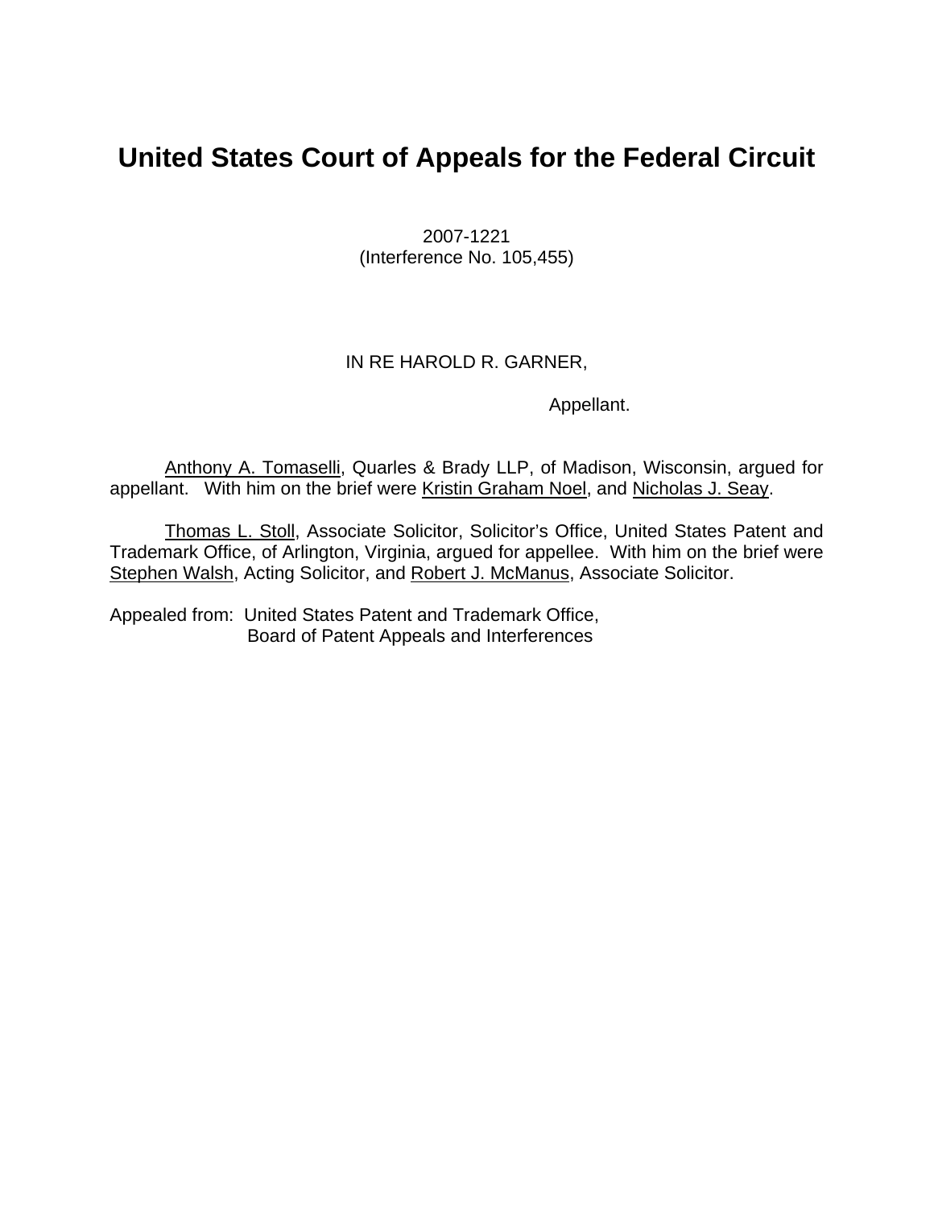# United States Court of Appeals for the Federal Circuit

2007-1221
(Interference No. 105,455)

IN RE HAROLD R. GARNER,

Appellant.

Anthony A. Tomaselli, Quarles & Brady LLP, of Madison, Wisconsin, argued for appellant. With him on the brief were Kristin Graham Noel, and Nicholas J. Seay.

Thomas L. Stoll, Associate Solicitor, Solicitor's Office, United States Patent and Trademark Office, of Arlington, Virginia, argued for appellee. With him on the brief were Stephen Walsh, Acting Solicitor, and Robert J. McManus, Associate Solicitor.

Appealed from: United States Patent and Trademark Office,
Board of Patent Appeals and Interferences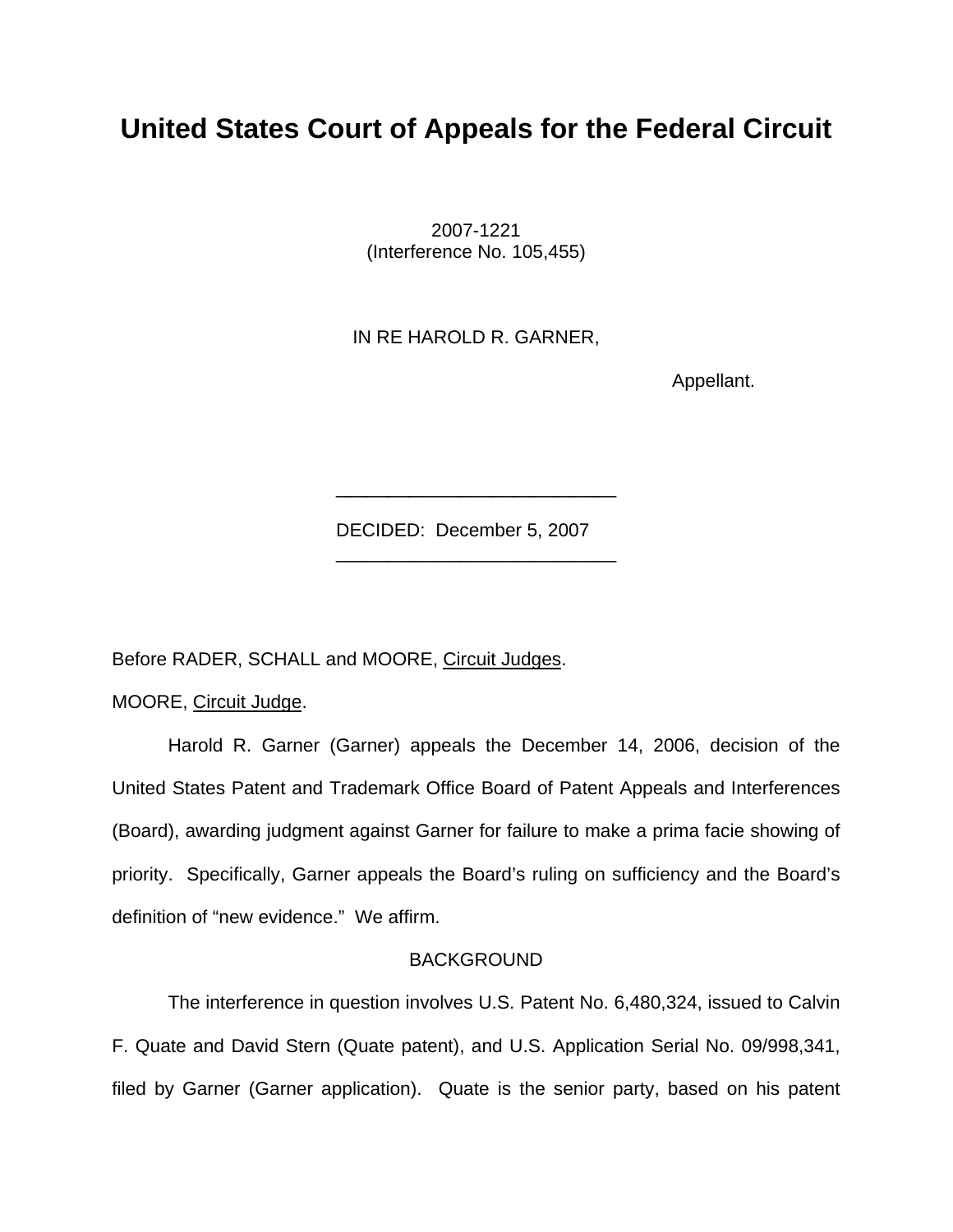# United States Court of Appeals for the Federal Circuit

2007-1221
(Interference No. 105,455)

IN RE HAROLD R. GARNER,

Appellant.

---

DECIDED: December 5, 2007

---

Before RADER, SCHALL and MOORE, Circuit Judges.

MOORE, Circuit Judge.

Harold R. Garner (Garner) appeals the December 14, 2006, decision of the United States Patent and Trademark Office Board of Patent Appeals and Interferences (Board), awarding judgment against Garner for failure to make a prima facie showing of priority. Specifically, Garner appeals the Board's ruling on sufficiency and the Board's definition of "new evidence." We affirm.

BACKGROUND

The interference in question involves U.S. Patent No. 6,480,324, issued to Calvin F. Quate and David Stern (Quate patent), and U.S. Application Serial No. 09/998,341, filed by Garner (Garner application). Quate is the senior party, based on his patent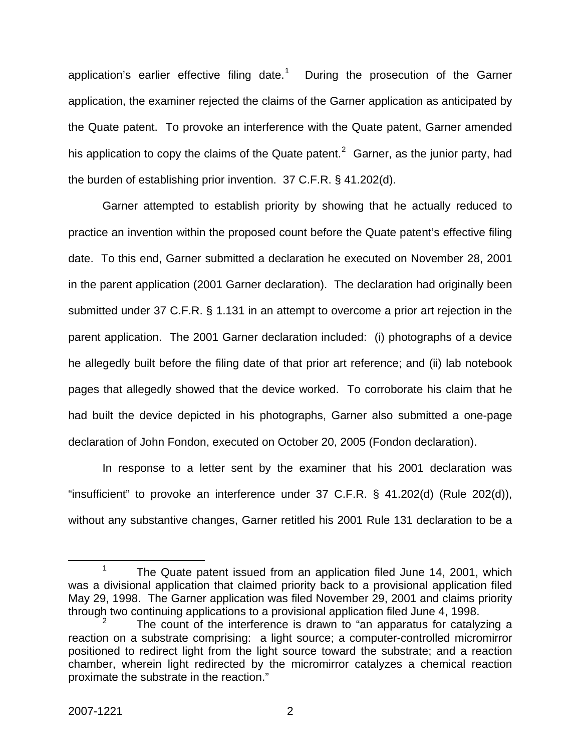application's earlier effective filing date.[1] During the prosecution of the Garner application, the examiner rejected the claims of the Garner application as anticipated by the Quate patent. To provoke an interference with the Quate patent, Garner amended his application to copy the claims of the Quate patent.[2] Garner, as the junior party, had the burden of establishing prior invention. 37 C.F.R. § 41.202(d).

Garner attempted to establish priority by showing that he actually reduced to practice an invention within the proposed count before the Quate patent's effective filing date. To this end, Garner submitted a declaration he executed on November 28, 2001 in the parent application (2001 Garner declaration). The declaration had originally been submitted under 37 C.F.R. § 1.131 in an attempt to overcome a prior art rejection in the parent application. The 2001 Garner declaration included: (i) photographs of a device he allegedly built before the filing date of that prior art reference; and (ii) lab notebook pages that allegedly showed that the device worked. To corroborate his claim that he had built the device depicted in his photographs, Garner also submitted a one-page declaration of John Fondon, executed on October 20, 2005 (Fondon declaration).

In response to a letter sent by the examiner that his 2001 declaration was "insufficient" to provoke an interference under 37 C.F.R. § 41.202(d) (Rule 202(d)), without any substantive changes, Garner retitled his 2001 Rule 131 declaration to be a

[1] The Quate patent issued from an application filed June 14, 2001, which was a divisional application that claimed priority back to a provisional application filed May 29, 1998. The Garner application was filed November 29, 2001 and claims priority through two continuing applications to a provisional application filed June 4, 1998.

[2] The count of the interference is drawn to "an apparatus for catalyzing a reaction on a substrate comprising: a light source; a computer-controlled micromirror positioned to redirect light from the light source toward the substrate; and a reaction chamber, wherein light redirected by the micromirror catalyzes a chemical reaction proximate the substrate in the reaction."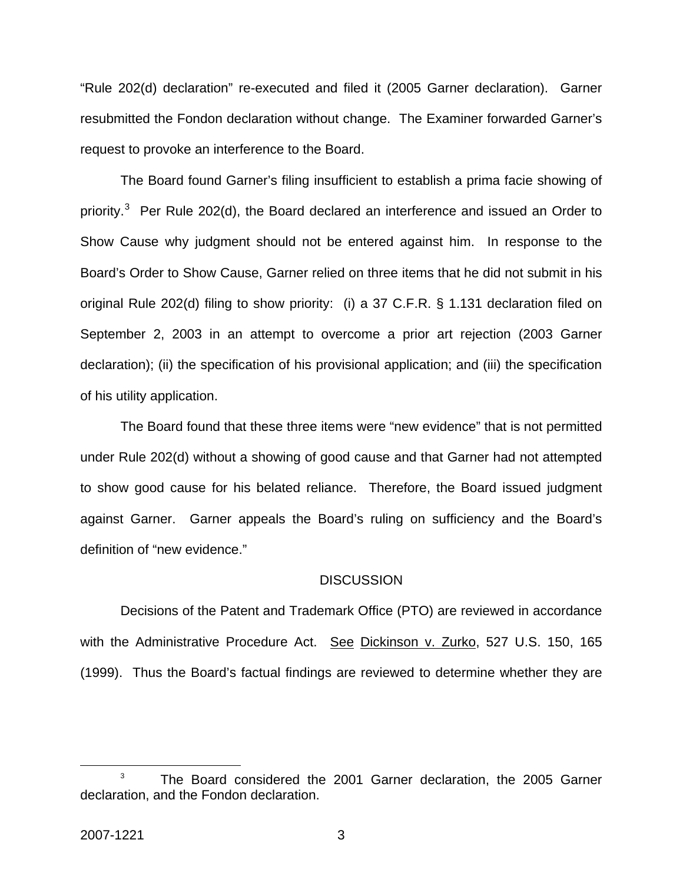"Rule 202(d) declaration" re-executed and filed it (2005 Garner declaration). Garner resubmitted the Fondon declaration without change. The Examiner forwarded Garner's request to provoke an interference to the Board.

The Board found Garner's filing insufficient to establish a prima facie showing of priority.[3] Per Rule 202(d), the Board declared an interference and issued an Order to Show Cause why judgment should not be entered against him. In response to the Board's Order to Show Cause, Garner relied on three items that he did not submit in his original Rule 202(d) filing to show priority: (i) a 37 C.F.R. § 1.131 declaration filed on September 2, 2003 in an attempt to overcome a prior art rejection (2003 Garner declaration); (ii) the specification of his provisional application; and (iii) the specification of his utility application.

The Board found that these three items were "new evidence" that is not permitted under Rule 202(d) without a showing of good cause and that Garner had not attempted to show good cause for his belated reliance. Therefore, the Board issued judgment against Garner. Garner appeals the Board's ruling on sufficiency and the Board's definition of "new evidence."

## DISCUSSION

Decisions of the Patent and Trademark Office (PTO) are reviewed in accordance with the Administrative Procedure Act. See Dickinson v. Zurko, 527 U.S. 150, 165 (1999). Thus the Board's factual findings are reviewed to determine whether they are

[3] The Board considered the 2001 Garner declaration, the 2005 Garner declaration, and the Fondon declaration.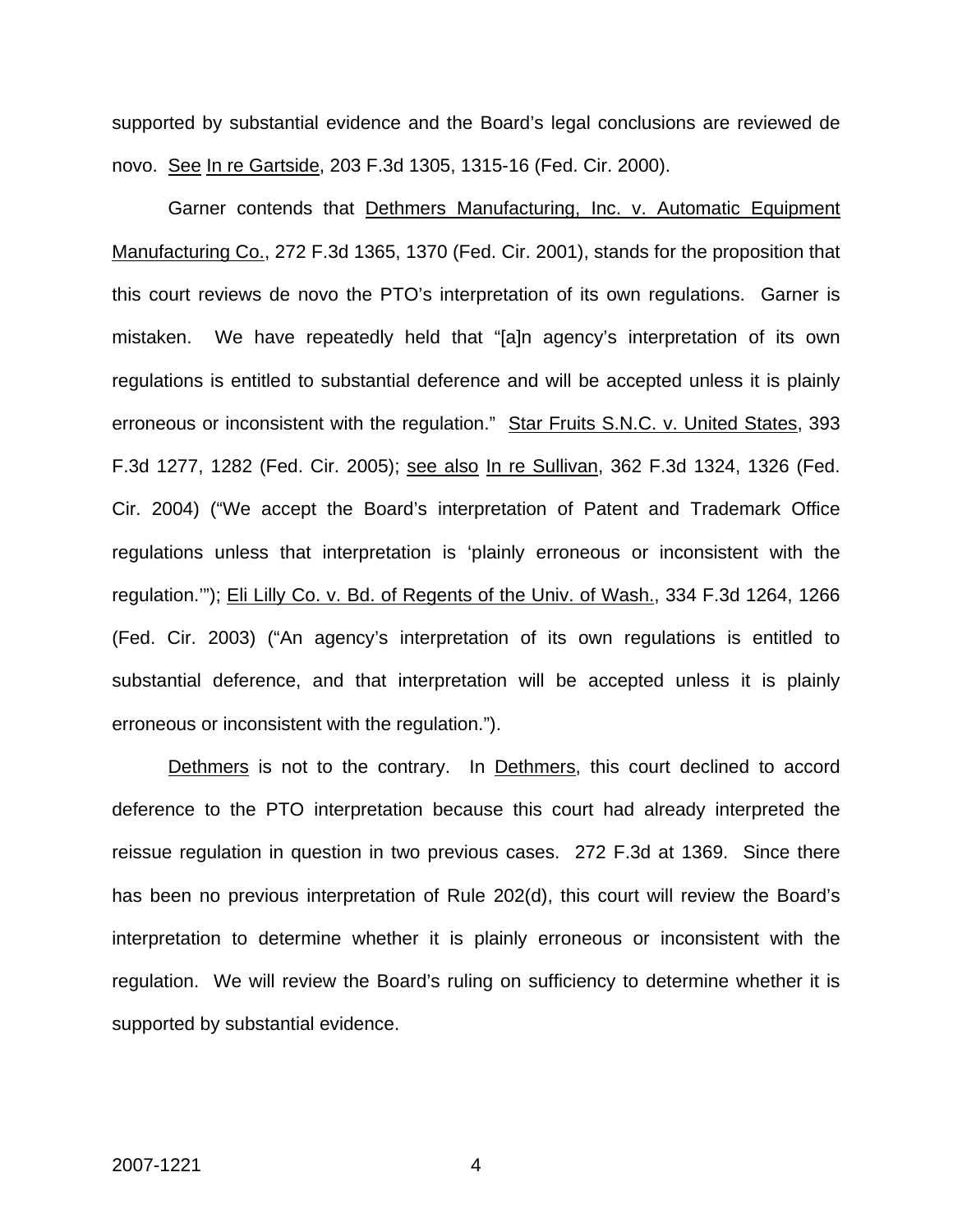supported by substantial evidence and the Board's legal conclusions are reviewed de novo. See In re Gartside, 203 F.3d 1305, 1315-16 (Fed. Cir. 2000).

Garner contends that Dethmers Manufacturing, Inc. v. Automatic Equipment Manufacturing Co., 272 F.3d 1365, 1370 (Fed. Cir. 2001), stands for the proposition that this court reviews de novo the PTO's interpretation of its own regulations. Garner is mistaken. We have repeatedly held that "[a]n agency's interpretation of its own regulations is entitled to substantial deference and will be accepted unless it is plainly erroneous or inconsistent with the regulation." Star Fruits S.N.C. v. United States, 393 F.3d 1277, 1282 (Fed. Cir. 2005); see also In re Sullivan, 362 F.3d 1324, 1326 (Fed. Cir. 2004) ("We accept the Board's interpretation of Patent and Trademark Office regulations unless that interpretation is 'plainly erroneous or inconsistent with the regulation.'"); Eli Lilly Co. v. Bd. of Regents of the Univ. of Wash., 334 F.3d 1264, 1266 (Fed. Cir. 2003) ("An agency's interpretation of its own regulations is entitled to substantial deference, and that interpretation will be accepted unless it is plainly erroneous or inconsistent with the regulation.").

Dethmers is not to the contrary. In Dethmers, this court declined to accord deference to the PTO interpretation because this court had already interpreted the reissue regulation in question in two previous cases. 272 F.3d at 1369. Since there has been no previous interpretation of Rule 202(d), this court will review the Board's interpretation to determine whether it is plainly erroneous or inconsistent with the regulation. We will review the Board's ruling on sufficiency to determine whether it is supported by substantial evidence.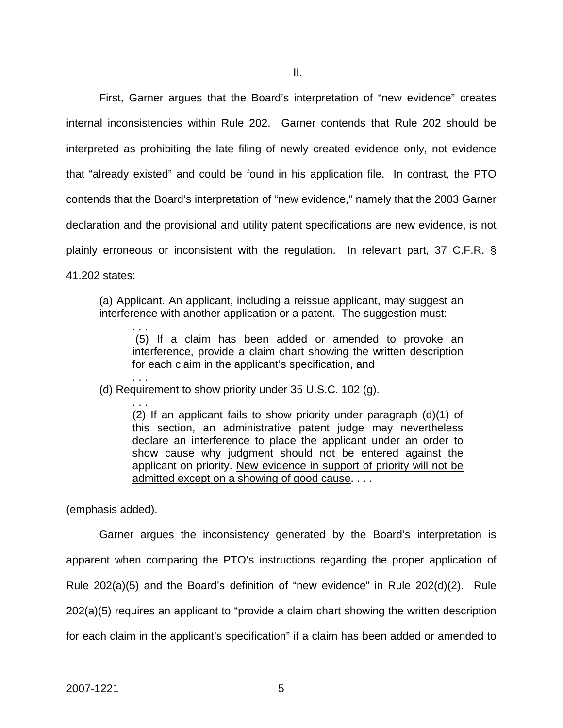II.

First, Garner argues that the Board's interpretation of "new evidence" creates internal inconsistencies within Rule 202. Garner contends that Rule 202 should be interpreted as prohibiting the late filing of newly created evidence only, not evidence that "already existed" and could be found in his application file. In contrast, the PTO contends that the Board's interpretation of "new evidence," namely that the 2003 Garner declaration and the provisional and utility patent specifications are new evidence, is not plainly erroneous or inconsistent with the regulation. In relevant part, 37 C.F.R. § 41.202 states:

> (a) Applicant. An applicant, including a reissue applicant, may suggest an interference with another application or a patent. The suggestion must:
>
> > . . .
> >
> > (5) If a claim has been added or amended to provoke an interference, provide a claim chart showing the written description for each claim in the applicant's specification, and
> >
> > . . .
>
> (d) Requirement to show priority under 35 U.S.C. 102 (g).
>
> > . . .
> >
> > (2) If an applicant fails to show priority under paragraph (d)(1) of this section, an administrative patent judge may nevertheless declare an interference to place the applicant under an order to show cause why judgment should not be entered against the applicant on priority. <u>New evidence in support of priority will not be admitted except on a showing of good cause</u>. . . .

(emphasis added).

Garner argues the inconsistency generated by the Board's interpretation is apparent when comparing the PTO's instructions regarding the proper application of Rule 202(a)(5) and the Board's definition of "new evidence" in Rule 202(d)(2). Rule 202(a)(5) requires an applicant to "provide a claim chart showing the written description for each claim in the applicant's specification" if a claim has been added or amended to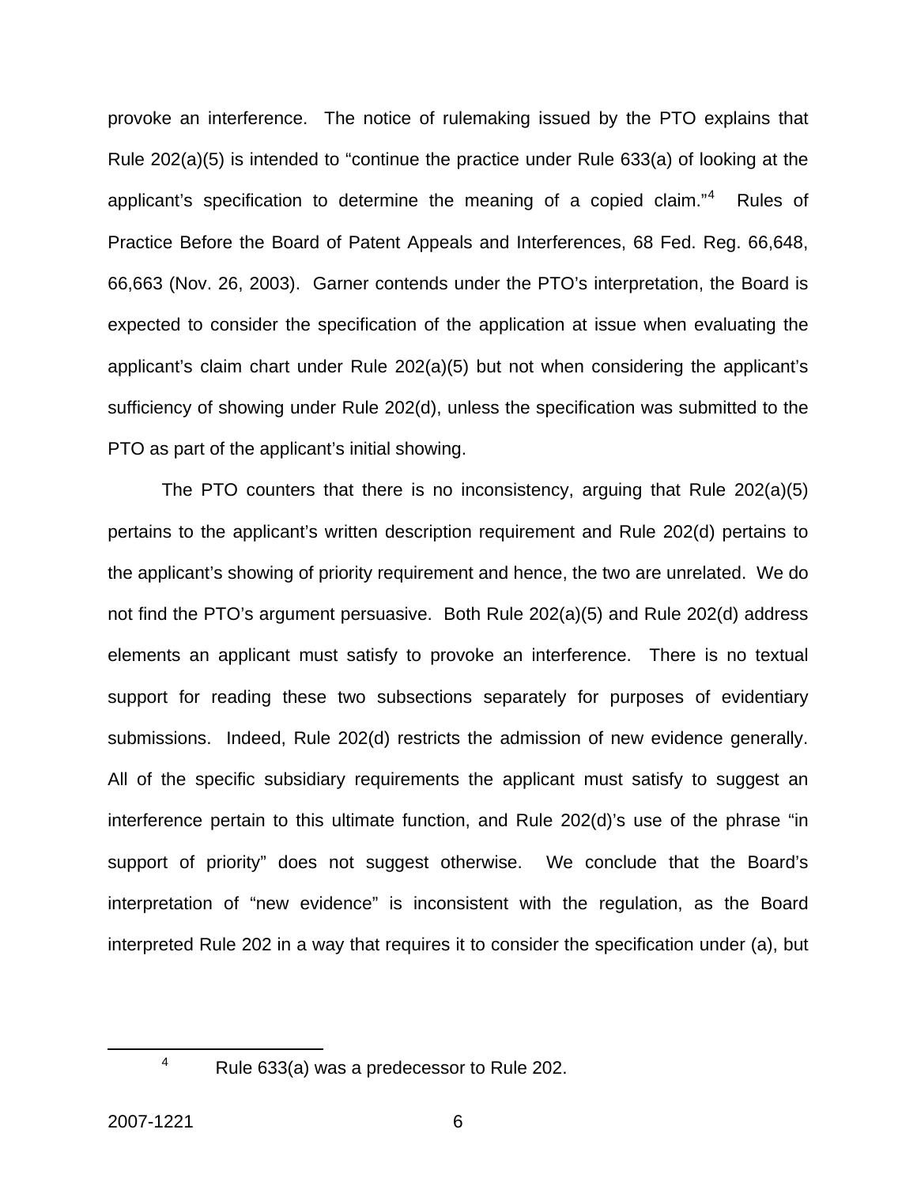provoke an interference. The notice of rulemaking issued by the PTO explains that Rule 202(a)(5) is intended to "continue the practice under Rule 633(a) of looking at the applicant's specification to determine the meaning of a copied claim."[4] Rules of Practice Before the Board of Patent Appeals and Interferences, 68 Fed. Reg. 66,648, 66,663 (Nov. 26, 2003). Garner contends under the PTO's interpretation, the Board is expected to consider the specification of the application at issue when evaluating the applicant's claim chart under Rule 202(a)(5) but not when considering the applicant's sufficiency of showing under Rule 202(d), unless the specification was submitted to the PTO as part of the applicant's initial showing.

The PTO counters that there is no inconsistency, arguing that Rule 202(a)(5) pertains to the applicant's written description requirement and Rule 202(d) pertains to the applicant's showing of priority requirement and hence, the two are unrelated. We do not find the PTO's argument persuasive. Both Rule 202(a)(5) and Rule 202(d) address elements an applicant must satisfy to provoke an interference. There is no textual support for reading these two subsections separately for purposes of evidentiary submissions. Indeed, Rule 202(d) restricts the admission of new evidence generally. All of the specific subsidiary requirements the applicant must satisfy to suggest an interference pertain to this ultimate function, and Rule 202(d)'s use of the phrase "in support of priority" does not suggest otherwise. We conclude that the Board's interpretation of "new evidence" is inconsistent with the regulation, as the Board interpreted Rule 202 in a way that requires it to consider the specification under (a), but

[4] Rule 633(a) was a predecessor to Rule 202.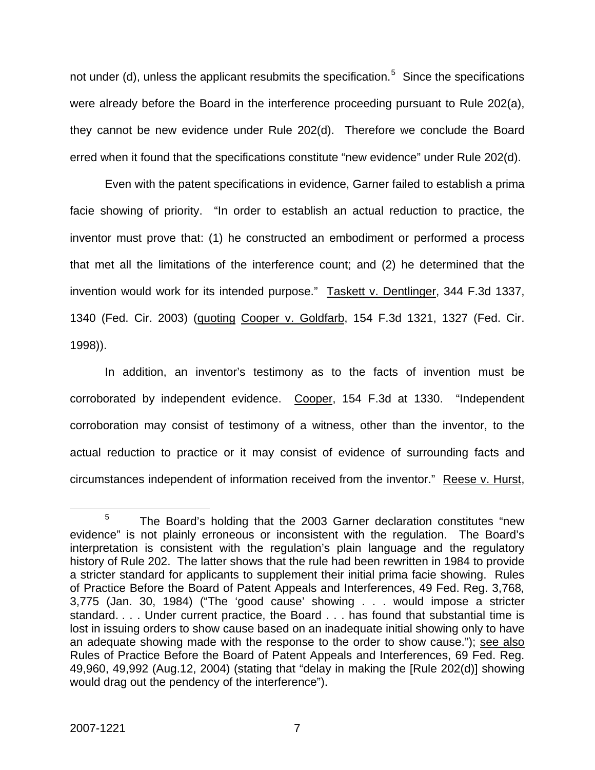not under (d), unless the applicant resubmits the specification.[5] Since the specifications were already before the Board in the interference proceeding pursuant to Rule 202(a), they cannot be new evidence under Rule 202(d). Therefore we conclude the Board erred when it found that the specifications constitute "new evidence" under Rule 202(d).

Even with the patent specifications in evidence, Garner failed to establish a prima facie showing of priority. "In order to establish an actual reduction to practice, the inventor must prove that: (1) he constructed an embodiment or performed a process that met all the limitations of the interference count; and (2) he determined that the invention would work for its intended purpose." Taskett v. Dentlinger, 344 F.3d 1337, 1340 (Fed. Cir. 2003) (quoting Cooper v. Goldfarb, 154 F.3d 1321, 1327 (Fed. Cir. 1998)).

In addition, an inventor's testimony as to the facts of invention must be corroborated by independent evidence. Cooper, 154 F.3d at 1330. "Independent corroboration may consist of testimony of a witness, other than the inventor, to the actual reduction to practice or it may consist of evidence of surrounding facts and circumstances independent of information received from the inventor." Reese v. Hurst,

---

[5] The Board's holding that the 2003 Garner declaration constitutes "new evidence" is not plainly erroneous or inconsistent with the regulation. The Board's interpretation is consistent with the regulation's plain language and the regulatory history of Rule 202. The latter shows that the rule had been rewritten in 1984 to provide a stricter standard for applicants to supplement their initial prima facie showing. Rules of Practice Before the Board of Patent Appeals and Interferences, 49 Fed. Reg. 3,768, 3,775 (Jan. 30, 1984) ("The 'good cause' showing . . . would impose a stricter standard. . . . Under current practice, the Board . . . has found that substantial time is lost in issuing orders to show cause based on an inadequate initial showing only to have an adequate showing made with the response to the order to show cause."); see also Rules of Practice Before the Board of Patent Appeals and Interferences, 69 Fed. Reg. 49,960, 49,992 (Aug.12, 2004) (stating that "delay in making the [Rule 202(d)] showing would drag out the pendency of the interference").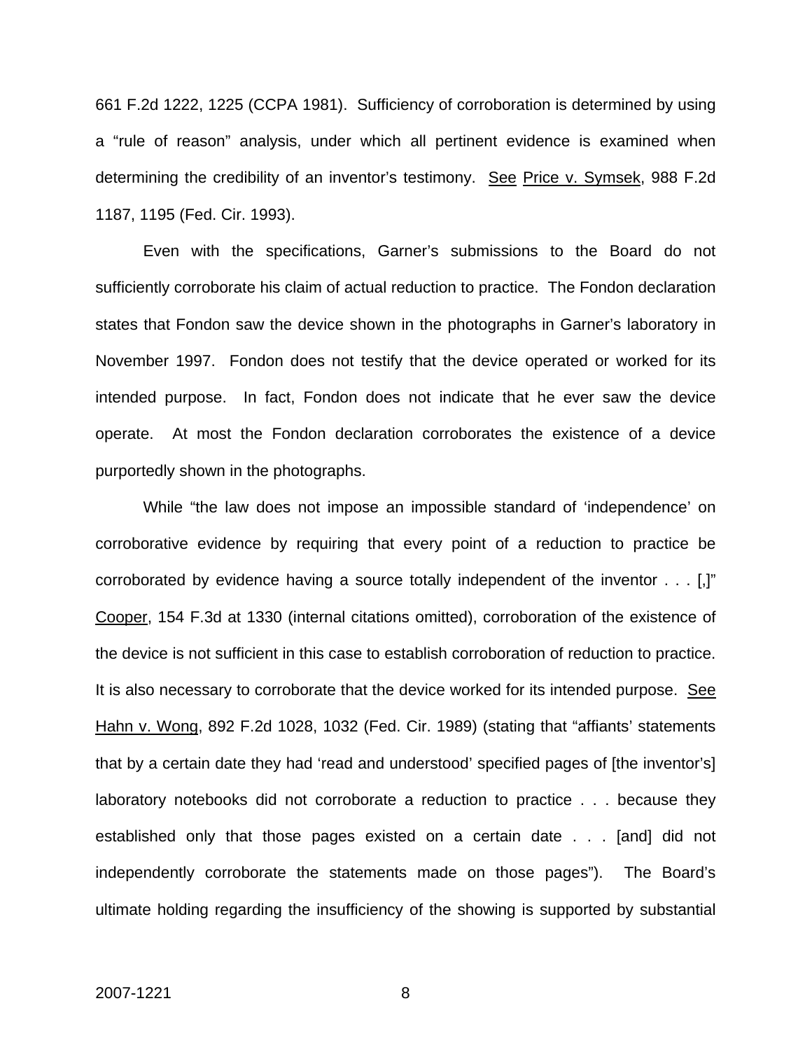661 F.2d 1222, 1225 (CCPA 1981). Sufficiency of corroboration is determined by using a "rule of reason" analysis, under which all pertinent evidence is examined when determining the credibility of an inventor's testimony. See Price v. Symsek, 988 F.2d 1187, 1195 (Fed. Cir. 1993).

Even with the specifications, Garner's submissions to the Board do not sufficiently corroborate his claim of actual reduction to practice. The Fondon declaration states that Fondon saw the device shown in the photographs in Garner's laboratory in November 1997. Fondon does not testify that the device operated or worked for its intended purpose. In fact, Fondon does not indicate that he ever saw the device operate. At most the Fondon declaration corroborates the existence of a device purportedly shown in the photographs.

While "the law does not impose an impossible standard of 'independence' on corroborative evidence by requiring that every point of a reduction to practice be corroborated by evidence having a source totally independent of the inventor . . . [,]" Cooper, 154 F.3d at 1330 (internal citations omitted), corroboration of the existence of the device is not sufficient in this case to establish corroboration of reduction to practice. It is also necessary to corroborate that the device worked for its intended purpose. See Hahn v. Wong, 892 F.2d 1028, 1032 (Fed. Cir. 1989) (stating that "affiants' statements that by a certain date they had 'read and understood' specified pages of [the inventor's] laboratory notebooks did not corroborate a reduction to practice . . . because they established only that those pages existed on a certain date . . . [and] did not independently corroborate the statements made on those pages"). The Board's ultimate holding regarding the insufficiency of the showing is supported by substantial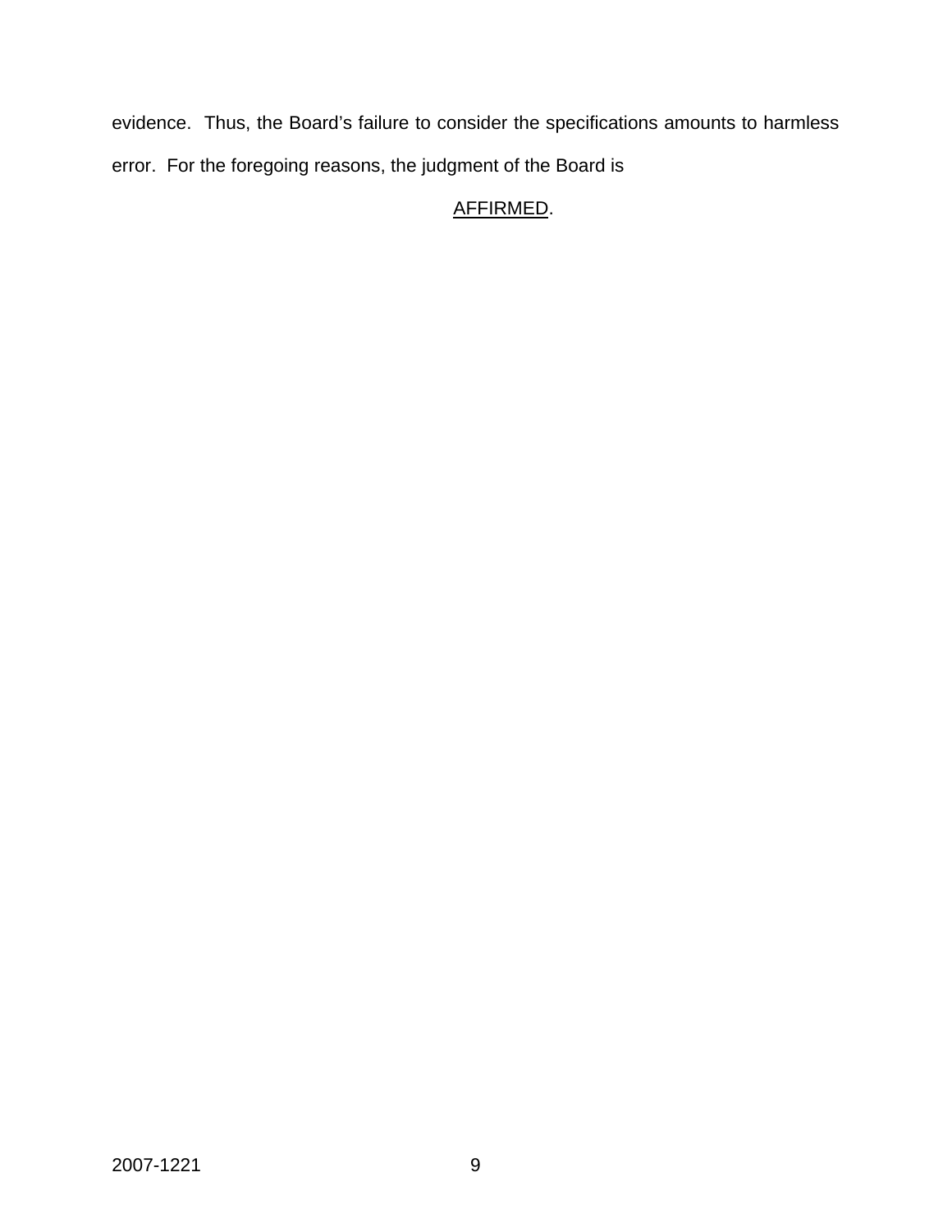evidence. Thus, the Board's failure to consider the specifications amounts to harmless error. For the foregoing reasons, the judgment of the Board is

AFFIRMED.